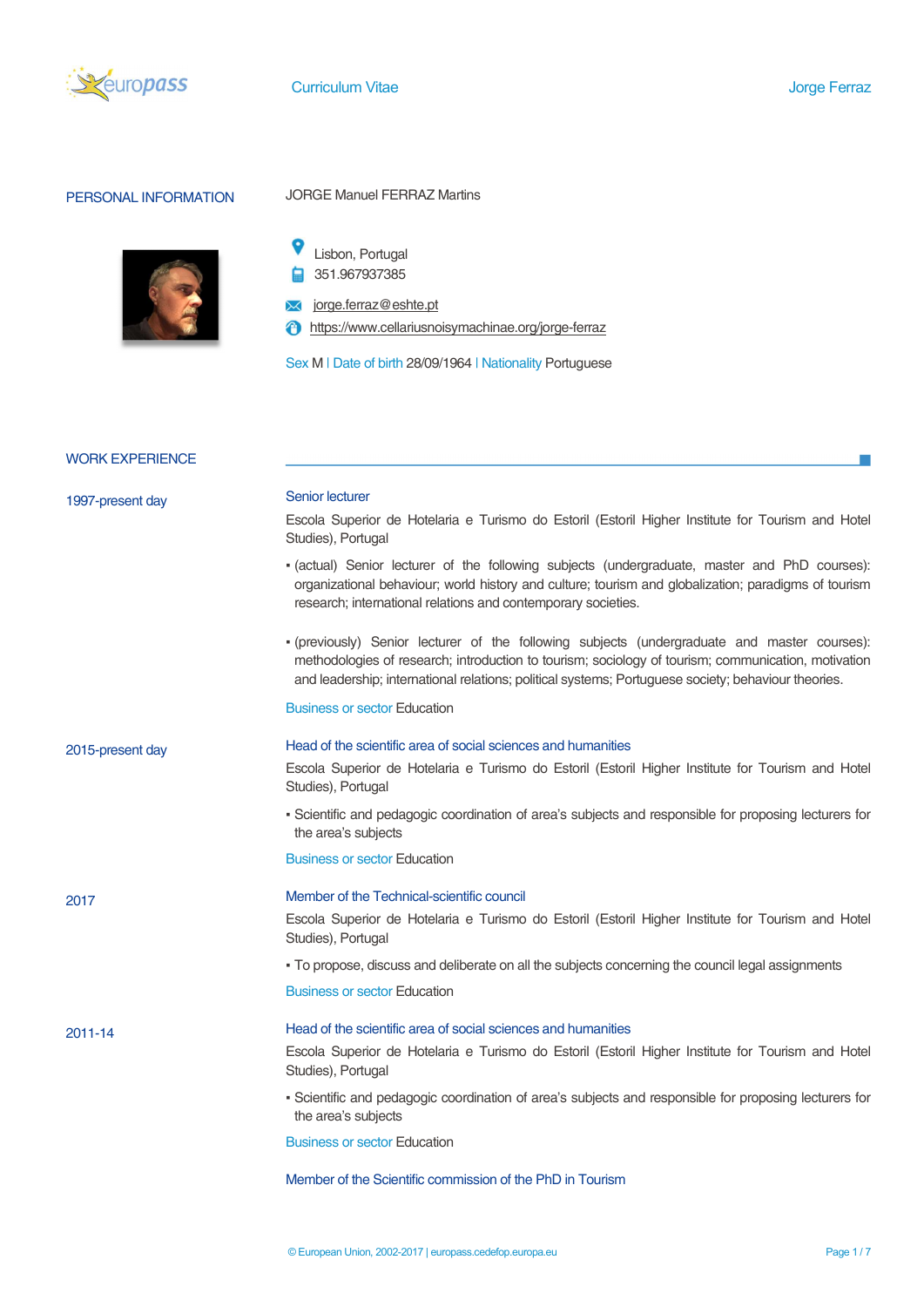## PERSONAL INFORMATION

JORGE Manuel FERRAZ Martins

Lisbon, Portugal

351.967937385

jorge.ferraz@eshte.pt

https://www.cellariusnoisymachinae.org/jorge-ferraz

Sex M | Date of birth 28/09/1964 | Nationality Portuguese

## WORK EXPERIENCE

**1997-present day**

### Senior lecturer

Escola Superior de Hotelaria e Turismo do Estoril (Estoril Higher Institute for Tourism and Hotel Studies), Portugal

- (actual) Senior lecturer of the following subjects (undergraduate, master and PhD courses): organizational behaviour; world history and culture; tourism and globalization; paradigms of tourism research; international relations and contemporary societies.
- (previously) Senior lecturer of the following subjects (undergraduate and master courses): methodologies of research; introduction to tourism; sociology of tourism; communication, motivation and leadership; international relations; political systems; Portuguese society; behaviour theories.

Business or sector Education

**2015-present day**

### Head of the scientific area of social sciences and humanities

Escola Superior de Hotelaria e Turismo do Estoril (Estoril Higher Institute for Tourism and Hotel Studies), Portugal

- Scientific and pedagogic coordination of area's subjects and responsible for proposing lecturers for the area's subjects

Business or sector Education

**2017**

### Member of the Technical-scientific council

Escola Superior de Hotelaria e Turismo do Estoril (Estoril Higher Institute for Tourism and Hotel Studies), Portugal

- To propose, discuss and deliberate on all the subjects concerning the council legal assignments

Business or sector Education

**2011-14**

### Head of the scientific area of social sciences and humanities

Escola Superior de Hotelaria e Turismo do Estoril (Estoril Higher Institute for Tourism and Hotel Studies), Portugal

- Scientific and pedagogic coordination of area's subjects and responsible for proposing lecturers for the area's subjects

Business or sector Education

### Member of the Scientific commission of the PhD in Tourism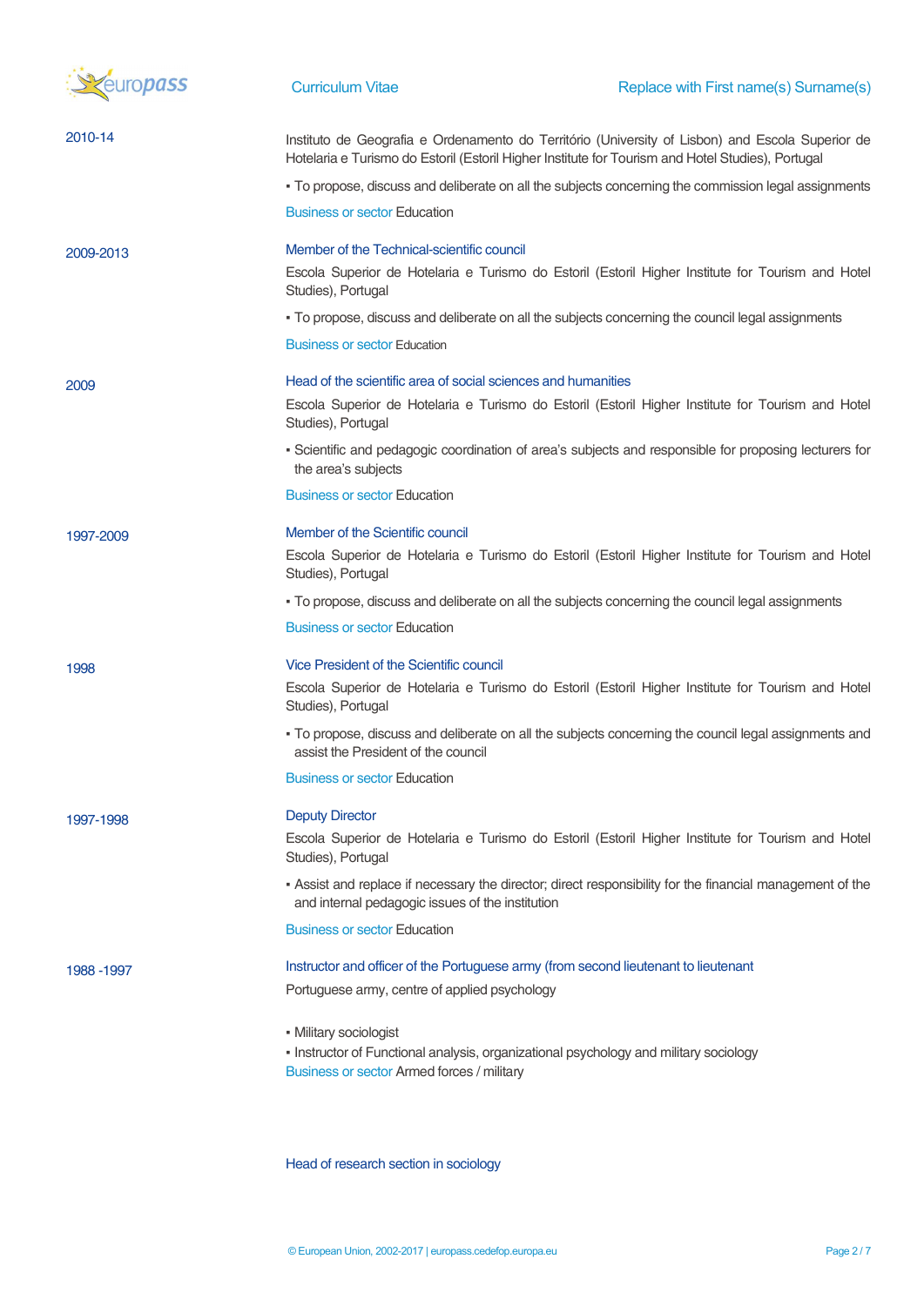2010-14

Instituto de Geografia e Ordenamento do Território (University of Lisbon) and Escola Superior de Hotelaria e Turismo do Estoril (Estoril Higher Institute for Tourism and Hotel Studies), Portugal

- To propose, discuss and deliberate on all the subjects concerning the commission legal assignments

Business or sector Education

2009-2013

### Member of the Technical-scientific council

Escola Superior de Hotelaria e Turismo do Estoril (Estoril Higher Institute for Tourism and Hotel Studies), Portugal

- To propose, discuss and deliberate on all the subjects concerning the council legal assignments

Business or sector Education

2009

### Head of the scientific area of social sciences and humanities

Escola Superior de Hotelaria e Turismo do Estoril (Estoril Higher Institute for Tourism and Hotel Studies), Portugal

- Scientific and pedagogic coordination of area's subjects and responsible for proposing lecturers for the area's subjects

Business or sector Education

1997-2009

### Member of the Scientific council

Escola Superior de Hotelaria e Turismo do Estoril (Estoril Higher Institute for Tourism and Hotel Studies), Portugal

- To propose, discuss and deliberate on all the subjects concerning the council legal assignments

Business or sector Education

1998

### Vice President of the Scientific council

Escola Superior de Hotelaria e Turismo do Estoril (Estoril Higher Institute for Tourism and Hotel Studies), Portugal

- To propose, discuss and deliberate on all the subjects concerning the council legal assignments and assist the President of the council

Business or sector Education

1997-1998

### Deputy Director

Escola Superior de Hotelaria e Turismo do Estoril (Estoril Higher Institute for Tourism and Hotel Studies), Portugal

- Assist and replace if necessary the director; direct responsibility for the financial management of the and internal pedagogic issues of the institution

Business or sector Education

1988 -1997

### Instructor and officer of the Portuguese army (from second lieutenant to lieutenant

Portuguese army, centre of applied psychology

- Military sociologist
- Instructor of Functional analysis, organizational psychology and military sociology

Business or sector Armed forces / military

### Head of research section in sociology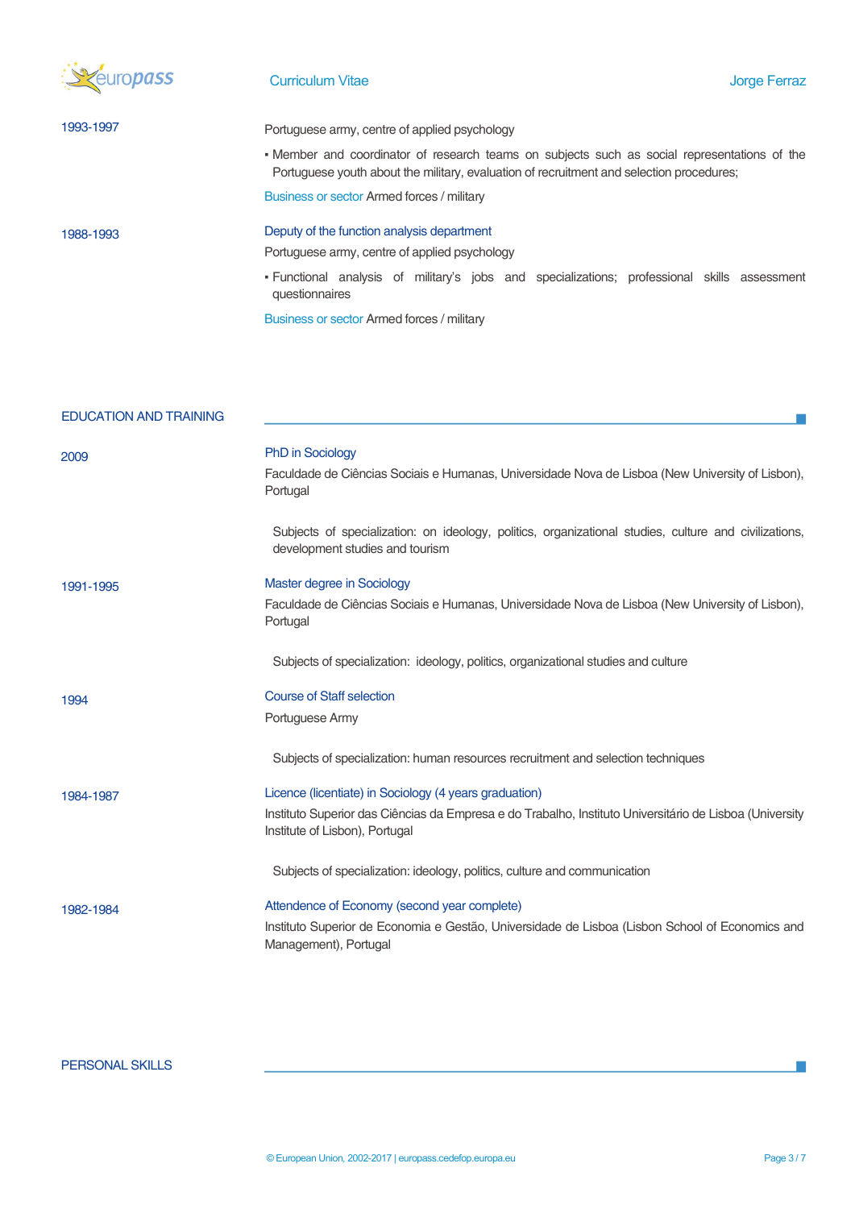1993-1997

Portuguese army, centre of applied psychology

- Member and coordinator of research teams on subjects such as social representations of the Portuguese youth about the military, evaluation of recruitment and selection procedures;

Business or sector Armed forces / military

1988-1993

**Deputy of the function analysis department**

Portuguese army, centre of applied psychology

- Functional analysis of military's jobs and specializations; professional skills assessment questionnaires

Business or sector Armed forces / military

## EDUCATION AND TRAINING

2009

**PhD in Sociology**

Faculdade de Ciências Sociais e Humanas, Universidade Nova de Lisboa (New University of Lisbon), Portugal

Subjects of specialization: on ideology, politics, organizational studies, culture and civilizations, development studies and tourism

1991-1995

**Master degree in Sociology**

Faculdade de Ciências Sociais e Humanas, Universidade Nova de Lisboa (New University of Lisbon), Portugal

Subjects of specialization: ideology, politics, organizational studies and culture

1994

**Course of Staff selection**

Portuguese Army

Subjects of specialization: human resources recruitment and selection techniques

1984-1987

**Licence (licentiate) in Sociology (4 years graduation)**

Instituto Superior das Ciências da Empresa e do Trabalho, Instituto Universitário de Lisboa (University Institute of Lisbon), Portugal

Subjects of specialization: ideology, politics, culture and communication

1982-1984

**Attendence of Economy (second year complete)**

Instituto Superior de Economia e Gestão, Universidade de Lisboa (Lisbon School of Economics and Management), Portugal

## PERSONAL SKILLS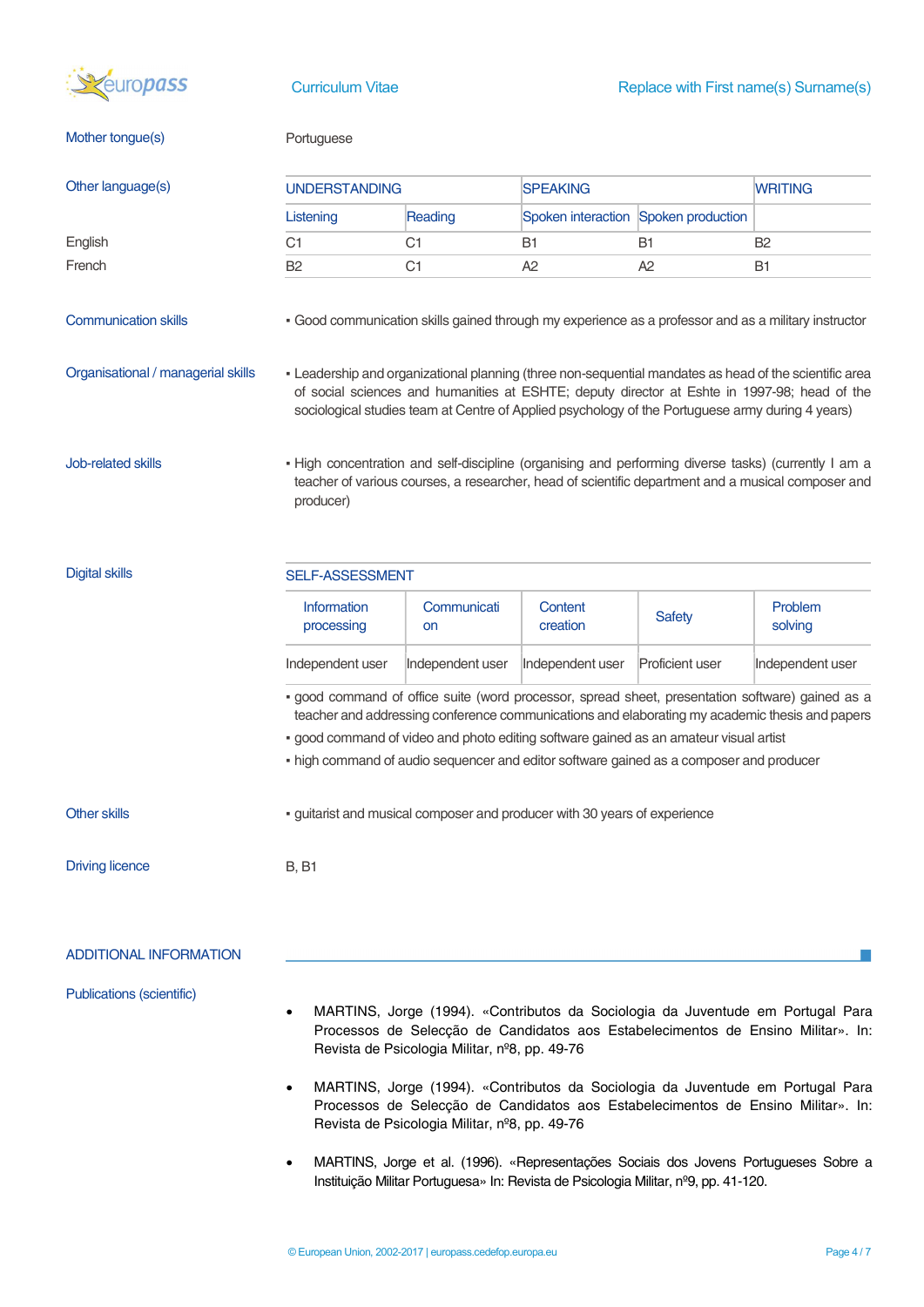**Mother tongue(s)**

Portuguese

**Other language(s)**

| | UNDERSTANDING | | SPEAKING | | WRITING |
|---|---|---|---|---|---|
| | Listening | Reading | Spoken interaction | Spoken production | |
| English | C1 | C1 | B1 | B1 | B2 |
| French | B2 | C1 | A2 | A2 | B1 |

**Communication skills**

- Good communication skills gained through my experience as a professor and as a military instructor

**Organisational / managerial skills**

- Leadership and organizational planning (three non-sequential mandates as head of the scientific area of social sciences and humanities at ESHTE; deputy director at Eshte in 1997-98; head of the sociological studies team at Centre of Applied psychology of the Portuguese army during 4 years)

**Job-related skills**

- High concentration and self-discipline (organising and performing diverse tasks) (currently I am a teacher of various courses, a researcher, head of scientific department and a musical composer and producer)

**Digital skills**

| SELF-ASSESSMENT | | | | |
|---|---|---|---|---|
| Information processing | Communication | Content creation | Safety | Problem solving |
| Independent user | Independent user | Independent user | Proficient user | Independent user |

- good command of office suite (word processor, spread sheet, presentation software) gained as a teacher and addressing conference communications and elaborating my academic thesis and papers
- good command of video and photo editing software gained as an amateur visual artist
- high command of audio sequencer and editor software gained as a composer and producer

**Other skills**

- guitarist and musical composer and producer with 30 years of experience

**Driving licence**

B, B1

## ADDITIONAL INFORMATION

**Publications (scientific)**

- MARTINS, Jorge (1994). «Contributos da Sociologia da Juventude em Portugal Para Processos de Selecção de Candidatos aos Estabelecimentos de Ensino Militar». In: Revista de Psicologia Militar, nº8, pp. 49-76
- MARTINS, Jorge (1994). «Contributos da Sociologia da Juventude em Portugal Para Processos de Selecção de Candidatos aos Estabelecimentos de Ensino Militar». In: Revista de Psicologia Militar, nº8, pp. 49-76
- MARTINS, Jorge et al. (1996). «Representações Sociais dos Jovens Portugueses Sobre a Instituição Militar Portuguesa» In: Revista de Psicologia Militar, nº9, pp. 41-120.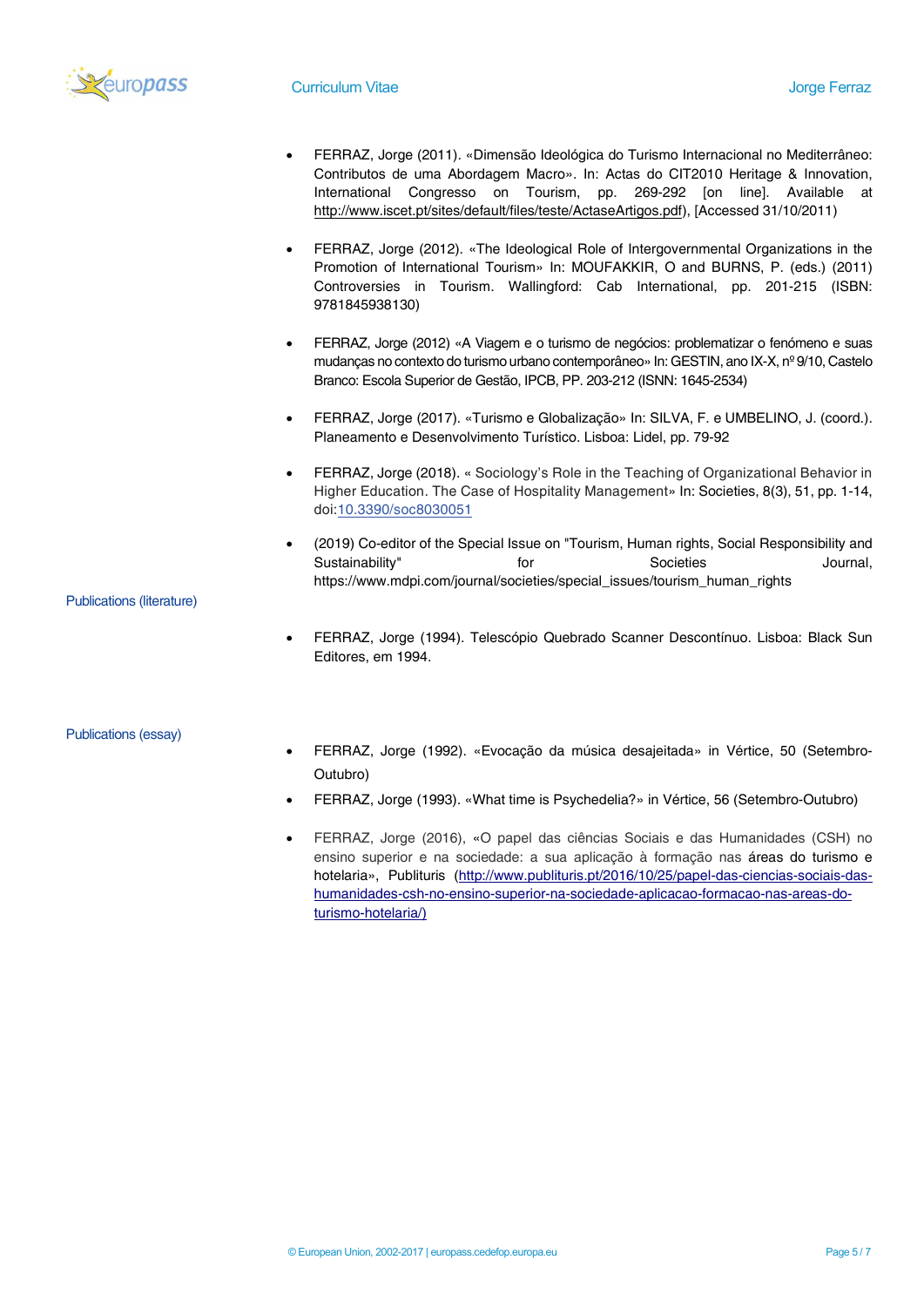- FERRAZ, Jorge (2011). «Dimensão Ideológica do Turismo Internacional no Mediterrâneo: Contributos de uma Abordagem Macro». In: Actas do CIT2010 Heritage & Innovation, International Congresso on Tourism, pp. 269-292 [on line]. Available at http://www.iscet.pt/sites/default/files/teste/ActaseArtigos.pdf), [Accessed 31/10/2011)

- FERRAZ, Jorge (2012). «The Ideological Role of Intergovernmental Organizations in the Promotion of International Tourism» In: MOUFAKKIR, O and BURNS, P. (eds.) (2011) Controversies in Tourism. Wallingford: Cab International, pp. 201-215 (ISBN: 9781845938130)

- FERRAZ, Jorge (2012) «A Viagem e o turismo de negócios: problematizar o fenómeno e suas mudanças no contexto do turismo urbano contemporâneo» In: GESTIN, ano IX-X, nº 9/10, Castelo Branco: Escola Superior de Gestão, IPCB, PP. 203-212 (ISNN: 1645-2534)

- FERRAZ, Jorge (2017). «Turismo e Globalização» In: SILVA, F. e UMBELINO, J. (coord.). Planeamento e Desenvolvimento Turístico. Lisboa: Lidel, pp. 79-92

- FERRAZ, Jorge (2018). « Sociology's Role in the Teaching of Organizational Behavior in Higher Education. The Case of Hospitality Management» In: Societies, 8(3), 51, pp. 1-14, doi:10.3390/soc8030051

- (2019) Co-editor of the Special Issue on "Tourism, Human rights, Social Responsibility and Sustainability" for Societies Journal, https://www.mdpi.com/journal/societies/special_issues/tourism_human_rights

**Publications (literature)**

- FERRAZ, Jorge (1994). Telescópio Quebrado Scanner Descontínuo. Lisboa: Black Sun Editores, em 1994.

**Publications (essay)**

- FERRAZ, Jorge (1992). «Evocação da música desajeitada» in Vértice, 50 (Setembro-Outubro)
- FERRAZ, Jorge (1993). «What time is Psychedelia?» in Vértice, 56 (Setembro-Outubro)

- FERRAZ, Jorge (2016), «O papel das ciências Sociais e das Humanidades (CSH) no ensino superior e na sociedade: a sua aplicação à formação nas áreas do turismo e hotelaria», Publituris (http://www.publituris.pt/2016/10/25/papel-das-ciencias-sociais-das-humanidades-csh-no-ensino-superior-na-sociedade-aplicacao-formacao-nas-areas-do-turismo-hotelaria/)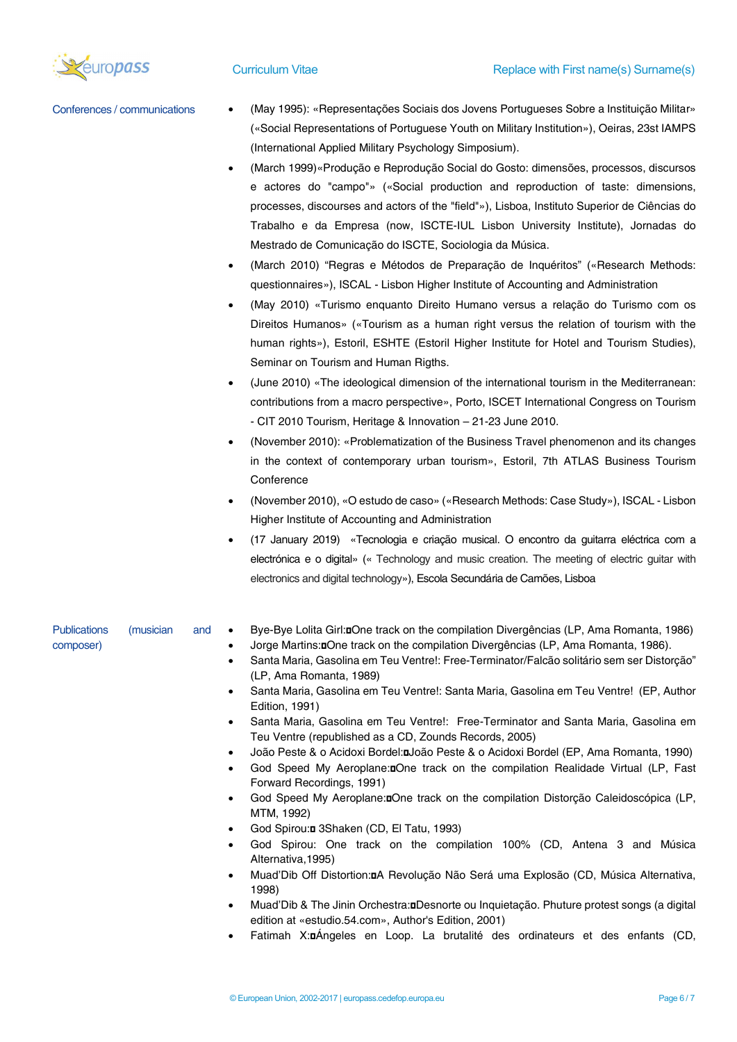Conferences / communications

- (May 1995): «Representações Sociais dos Jovens Portugueses Sobre a Instituição Militar» («Social Representations of Portuguese Youth on Military Institution»), Oeiras, 23st IAMPS (International Applied Military Psychology Simposium).
- (March 1999)«Produção e Reprodução Social do Gosto: dimensões, processos, discursos e actores do "campo"» («Social production and reproduction of taste: dimensions, processes, discourses and actors of the "field"»), Lisboa, Instituto Superior de Ciências do Trabalho e da Empresa (now, ISCTE-IUL Lisbon University Institute), Jornadas do Mestrado de Comunicação do ISCTE, Sociologia da Música.
- (March 2010) "Regras e Métodos de Preparação de Inquéritos" («Research Methods: questionnaires»), ISCAL - Lisbon Higher Institute of Accounting and Administration
- (May 2010) «Turismo enquanto Direito Humano versus a relação do Turismo com os Direitos Humanos» («Tourism as a human right versus the relation of tourism with the human rights»), Estoril, ESHTE (Estoril Higher Institute for Hotel and Tourism Studies), Seminar on Tourism and Human Rigths.
- (June 2010) «The ideological dimension of the international tourism in the Mediterranean: contributions from a macro perspective», Porto, ISCET International Congress on Tourism - CIT 2010 Tourism, Heritage & Innovation – 21-23 June 2010.
- (November 2010): «Problematization of the Business Travel phenomenon and its changes in the context of contemporary urban tourism», Estoril, 7th ATLAS Business Tourism Conference
- (November 2010), «O estudo de caso» («Research Methods: Case Study»), ISCAL - Lisbon Higher Institute of Accounting and Administration
- (17 January 2019) «Tecnologia e criação musical. O encontro da guitarra eléctrica com a electrónica e o digital» (« Technology and music creation. The meeting of electric guitar with electronics and digital technology»), Escola Secundária de Camões, Lisboa

Publications (musician and composer)

- Bye-Bye Lolita Girl:¤One track on the compilation Divergências (LP, Ama Romanta, 1986)
- Jorge Martins:¤One track on the compilation Divergências (LP, Ama Romanta, 1986).
- Santa Maria, Gasolina em Teu Ventre!: Free-Terminator/Falcão solitário sem ser Distorção" (LP, Ama Romanta, 1989)
- Santa Maria, Gasolina em Teu Ventre!: Santa Maria, Gasolina em Teu Ventre! (EP, Author Edition, 1991)
- Santa Maria, Gasolina em Teu Ventre!: Free-Terminator and Santa Maria, Gasolina em Teu Ventre (republished as a CD, Zounds Records, 2005)
- João Peste & o Acidoxi Bordel:¤João Peste & o Acidoxi Bordel (EP, Ama Romanta, 1990)
- God Speed My Aeroplane:¤One track on the compilation Realidade Virtual (LP, Fast Forward Recordings, 1991)
- God Speed My Aeroplane:¤One track on the compilation Distorção Caleidoscópica (LP, MTM, 1992)
- God Spirou:¤ 3Shaken (CD, El Tatu, 1993)
- God Spirou: One track on the compilation 100% (CD, Antena 3 and Música Alternativa,1995)
- Muad'Dib Off Distortion:¤A Revolução Não Será uma Explosão (CD, Música Alternativa, 1998)
- Muad'Dib & The Jinin Orchestra:¤Desnorte ou Inquietação. Phuture protest songs (a digital edition at «estudio.54.com», Author's Edition, 2001)
- Fatimah X:¤Ángeles en Loop. La brutalité des ordinateurs et des enfants (CD,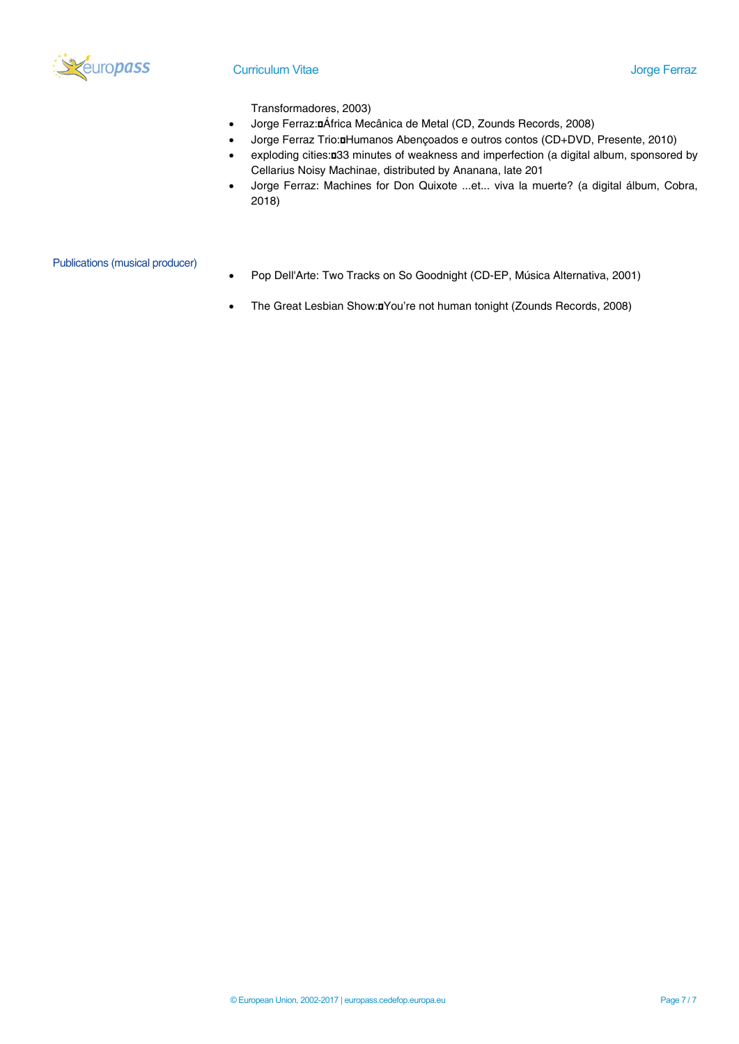Transformadores, 2003)

- Jorge Ferraz:¤África Mecânica de Metal (CD, Zounds Records, 2008)
- Jorge Ferraz Trio:¤Humanos Abençoados e outros contos (CD+DVD, Presente, 2010)
- exploding cities:¤33 minutes of weakness and imperfection (a digital album, sponsored by Cellarius Noisy Machinae, distributed by Ananana, late 201
- Jorge Ferraz: Machines for Don Quixote ...et... viva la muerte? (a digital álbum, Cobra, 2018)

Publications (musical producer)

- Pop Dell'Arte: Two Tracks on So Goodnight (CD-EP, Música Alternativa, 2001)
- The Great Lesbian Show:¤You're not human tonight (Zounds Records, 2008)